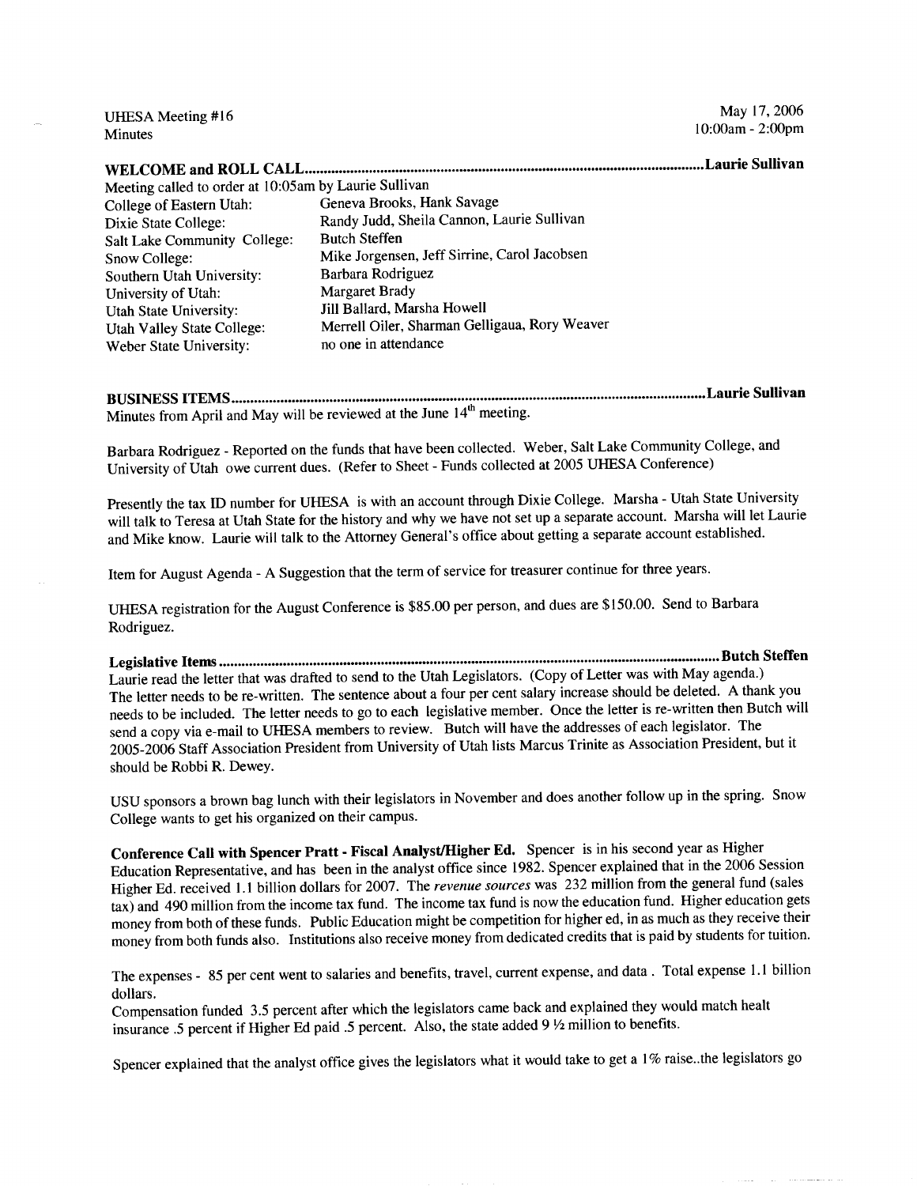UHESA Meeting #16
Minutes

May 17, 2006
10:00am - 2:00pm

## WELCOME and ROLL CALL ............ Laurie Sullivan

Meeting called to order at 10:05am by Laurie Sullivan

| | |
|---|---|
| College of Eastern Utah: | Geneva Brooks, Hank Savage |
| Dixie State College: | Randy Judd, Sheila Cannon, Laurie Sullivan |
| Salt Lake Community College: | Butch Steffen |
| Snow College: | Mike Jorgensen, Jeff Sirrine, Carol Jacobsen |
| Southern Utah University: | Barbara Rodriguez |
| University of Utah: | Margaret Brady |
| Utah State University: | Jill Ballard, Marsha Howell |
| Utah Valley State College: | Merrell Oiler, Sharman Gelligaua, Rory Weaver |
| Weber State University: | no one in attendance |

## BUSINESS ITEMS ............ Laurie Sullivan

Minutes from April and May will be reviewed at the June 14th meeting.

Barbara Rodriguez - Reported on the funds that have been collected. Weber, Salt Lake Community College, and University of Utah owe current dues. (Refer to Sheet - Funds collected at 2005 UHESA Conference)

Presently the tax ID number for UHESA is with an account through Dixie College. Marsha - Utah State University will talk to Teresa at Utah State for the history and why we have not set up a separate account. Marsha will let Laurie and Mike know. Laurie will talk to the Attorney General's office about getting a separate account established.

Item for August Agenda - A Suggestion that the term of service for treasurer continue for three years.

UHESA registration for the August Conference is $85.00 per person, and dues are $150.00. Send to Barbara Rodriguez.

## Legislative Items ............ Butch Steffen

Laurie read the letter that was drafted to send to the Utah Legislators. (Copy of Letter was with May agenda.) The letter needs to be re-written. The sentence about a four per cent salary increase should be deleted. A thank you needs to be included. The letter needs to go to each legislative member. Once the letter is re-written then Butch will send a copy via e-mail to UHESA members to review. Butch will have the addresses of each legislator. The 2005-2006 Staff Association President from University of Utah lists Marcus Trinite as Association President, but it should be Robbi R. Dewey.

USU sponsors a brown bag lunch with their legislators in November and does another follow up in the spring. Snow College wants to get his organized on their campus.

**Conference Call with Spencer Pratt - Fiscal Analyst/Higher Ed.** Spencer is in his second year as Higher Education Representative, and has been in the analyst office since 1982. Spencer explained that in the 2006 Session Higher Ed. received 1.1 billion dollars for 2007. The *revenue sources* was 232 million from the general fund (sales tax) and 490 million from the income tax fund. The income tax fund is now the education fund. Higher education gets money from both of these funds. Public Education might be competition for higher ed, in as much as they receive their money from both funds also. Institutions also receive money from dedicated credits that is paid by students for tuition.

The expenses - 85 per cent went to salaries and benefits, travel, current expense, and data . Total expense 1.1 billion dollars.
Compensation funded 3.5 percent after which the legislators came back and explained they would match healt insurance .5 percent if Higher Ed paid .5 percent. Also, the state added 9 ½ million to benefits.

Spencer explained that the analyst office gives the legislators what it would take to get a 1% raise..the legislators go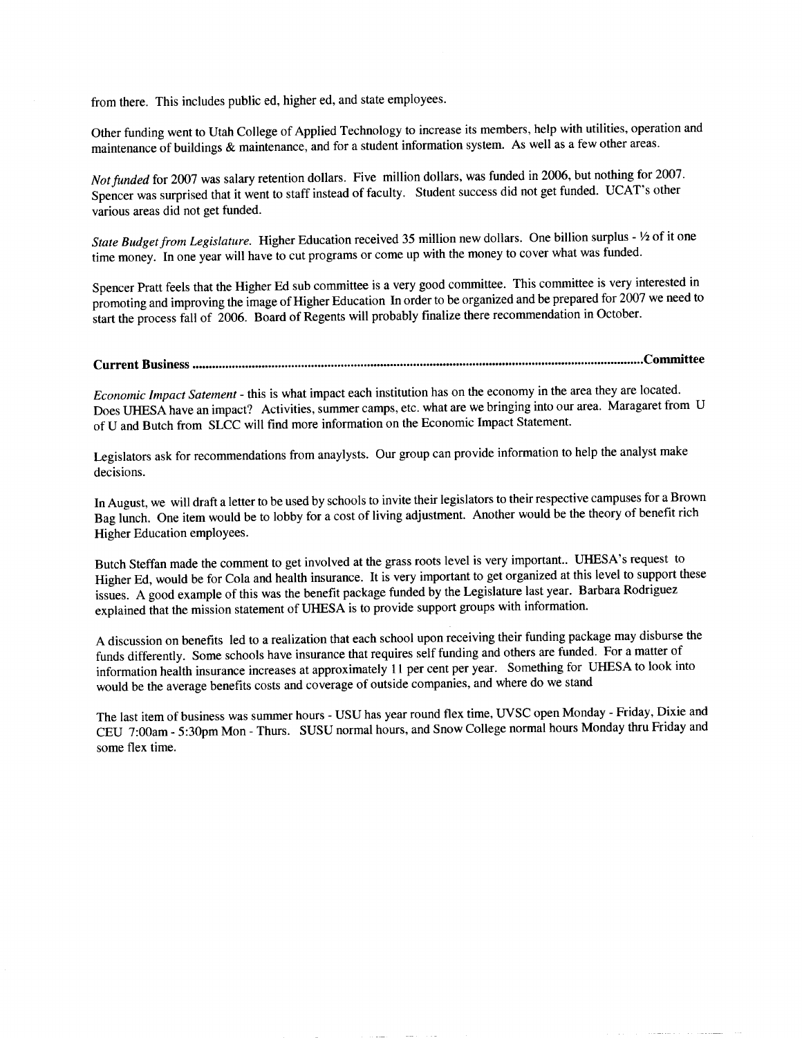from there. This includes public ed, higher ed, and state employees.

Other funding went to Utah College of Applied Technology to increase its members, help with utilities, operation and maintenance of buildings & maintenance, and for a student information system. As well as a few other areas.

*Not funded* for 2007 was salary retention dollars. Five million dollars, was funded in 2006, but nothing for 2007. Spencer was surprised that it went to staff instead of faculty. Student success did not get funded. UCAT's other various areas did not get funded.

*State Budget from Legislature.* Higher Education received 35 million new dollars. One billion surplus - ½ of it one time money. In one year will have to cut programs or come up with the money to cover what was funded.

Spencer Pratt feels that the Higher Ed sub committee is a very good committee. This committee is very interested in promoting and improving the image of Higher Education In order to be organized and be prepared for 2007 we need to start the process fall of 2006. Board of Regents will probably finalize there recommendation in October.

**Current Business ........................................................................................................................................Committee**

*Economic Impact Satement* - this is what impact each institution has on the economy in the area they are located. Does UHESA have an impact? Activities, summer camps, etc. what are we bringing into our area. Maragaret from U of U and Butch from SLCC will find more information on the Economic Impact Statement.

Legislators ask for recommendations from anaylysts. Our group can provide information to help the analyst make decisions.

In August, we will draft a letter to be used by schools to invite their legislators to their respective campuses for a Brown Bag lunch. One item would be to lobby for a cost of living adjustment. Another would be the theory of benefit rich Higher Education employees.

Butch Steffan made the comment to get involved at the grass roots level is very important.. UHESA's request to Higher Ed, would be for Cola and health insurance. It is very important to get organized at this level to support these issues. A good example of this was the benefit package funded by the Legislature last year. Barbara Rodriguez explained that the mission statement of UHESA is to provide support groups with information.

A discussion on benefits led to a realization that each school upon receiving their funding package may disburse the funds differently. Some schools have insurance that requires self funding and others are funded. For a matter of information health insurance increases at approximately 11 per cent per year. Something for UHESA to look into would be the average benefits costs and coverage of outside companies, and where do we stand

The last item of business was summer hours - USU has year round flex time, UVSC open Monday - Friday, Dixie and CEU 7:00am - 5:30pm Mon - Thurs. SUSU normal hours, and Snow College normal hours Monday thru Friday and some flex time.